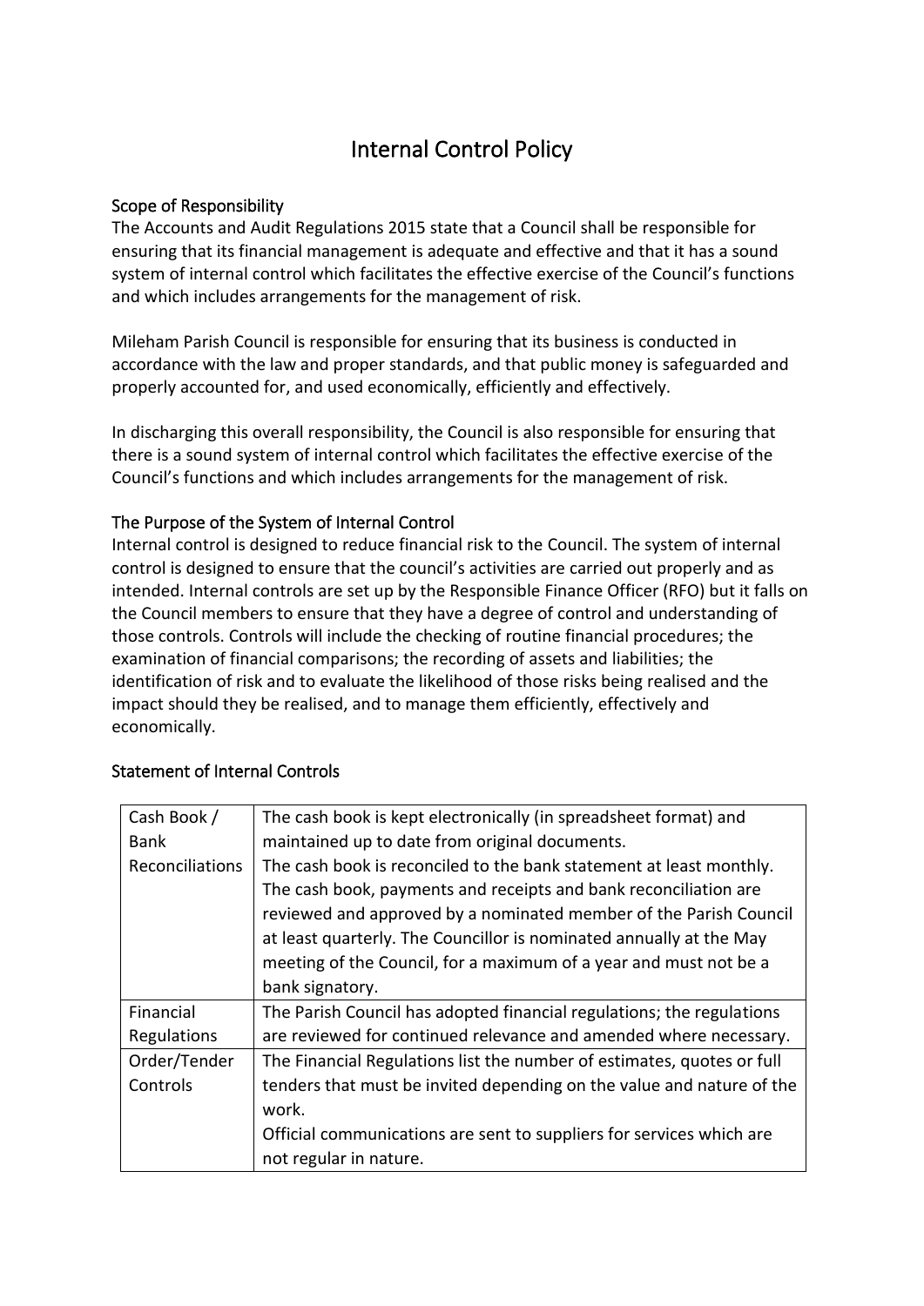# Internal Control Policy

## Scope of Responsibility

The Accounts and Audit Regulations 2015 state that a Council shall be responsible for ensuring that its financial management is adequate and effective and that it has a sound system of internal control which facilitates the effective exercise of the Council's functions and which includes arrangements for the management of risk.

Mileham Parish Council is responsible for ensuring that its business is conducted in accordance with the law and proper standards, and that public money is safeguarded and properly accounted for, and used economically, efficiently and effectively.

In discharging this overall responsibility, the Council is also responsible for ensuring that there is a sound system of internal control which facilitates the effective exercise of the Council's functions and which includes arrangements for the management of risk.

## The Purpose of the System of Internal Control

Internal control is designed to reduce financial risk to the Council. The system of internal control is designed to ensure that the council's activities are carried out properly and as intended. Internal controls are set up by the Responsible Finance Officer (RFO) but it falls on the Council members to ensure that they have a degree of control and understanding of those controls. Controls will include the checking of routine financial procedures; the examination of financial comparisons; the recording of assets and liabilities; the identification of risk and to evaluate the likelihood of those risks being realised and the impact should they be realised, and to manage them efficiently, effectively and economically.

## Statement of Internal Controls

| | |
|---|---|
| Cash Book / Bank Reconciliations | The cash book is kept electronically (in spreadsheet format) and maintained up to date from original documents.<br>The cash book is reconciled to the bank statement at least monthly. The cash book, payments and receipts and bank reconciliation are reviewed and approved by a nominated member of the Parish Council at least quarterly. The Councillor is nominated annually at the May meeting of the Council, for a maximum of a year and must not be a bank signatory. |
| Financial Regulations | The Parish Council has adopted financial regulations; the regulations are reviewed for continued relevance and amended where necessary. |
| Order/Tender Controls | The Financial Regulations list the number of estimates, quotes or full tenders that must be invited depending on the value and nature of the work.<br>Official communications are sent to suppliers for services which are not regular in nature. |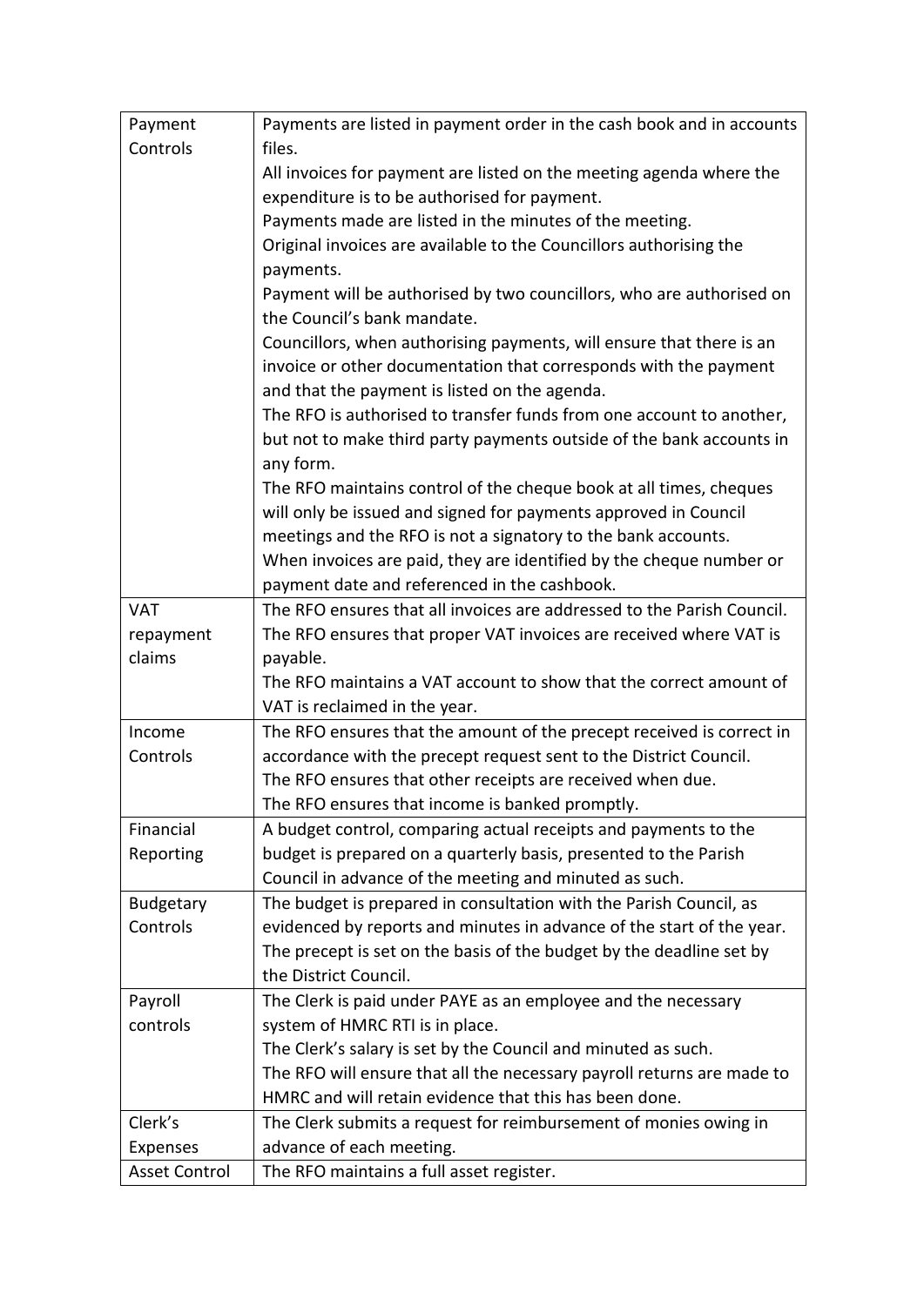| Payment Controls | Payments are listed in payment order in the cash book and in accounts files.<br>All invoices for payment are listed on the meeting agenda where the expenditure is to be authorised for payment.<br>Payments made are listed in the minutes of the meeting.<br>Original invoices are available to the Councillors authorising the payments.<br>Payment will be authorised by two councillors, who are authorised on the Council's bank mandate.<br>Councillors, when authorising payments, will ensure that there is an invoice or other documentation that corresponds with the payment and that the payment is listed on the agenda.<br>The RFO is authorised to transfer funds from one account to another, but not to make third party payments outside of the bank accounts in any form.<br>The RFO maintains control of the cheque book at all times, cheques will only be issued and signed for payments approved in Council meetings and the RFO is not a signatory to the bank accounts.<br>When invoices are paid, they are identified by the cheque number or payment date and referenced in the cashbook. |
|---|---|
| VAT repayment claims | The RFO ensures that all invoices are addressed to the Parish Council.<br>The RFO ensures that proper VAT invoices are received where VAT is payable.<br>The RFO maintains a VAT account to show that the correct amount of VAT is reclaimed in the year. |
| Income Controls | The RFO ensures that the amount of the precept received is correct in accordance with the precept request sent to the District Council.<br>The RFO ensures that other receipts are received when due.<br>The RFO ensures that income is banked promptly. |
| Financial Reporting | A budget control, comparing actual receipts and payments to the budget is prepared on a quarterly basis, presented to the Parish Council in advance of the meeting and minuted as such. |
| Budgetary Controls | The budget is prepared in consultation with the Parish Council, as evidenced by reports and minutes in advance of the start of the year.<br>The precept is set on the basis of the budget by the deadline set by the District Council. |
| Payroll controls | The Clerk is paid under PAYE as an employee and the necessary system of HMRC RTI is in place.<br>The Clerk's salary is set by the Council and minuted as such.<br>The RFO will ensure that all the necessary payroll returns are made to HMRC and will retain evidence that this has been done. |
| Clerk's Expenses | The Clerk submits a request for reimbursement of monies owing in advance of each meeting. |
| Asset Control | The RFO maintains a full asset register. |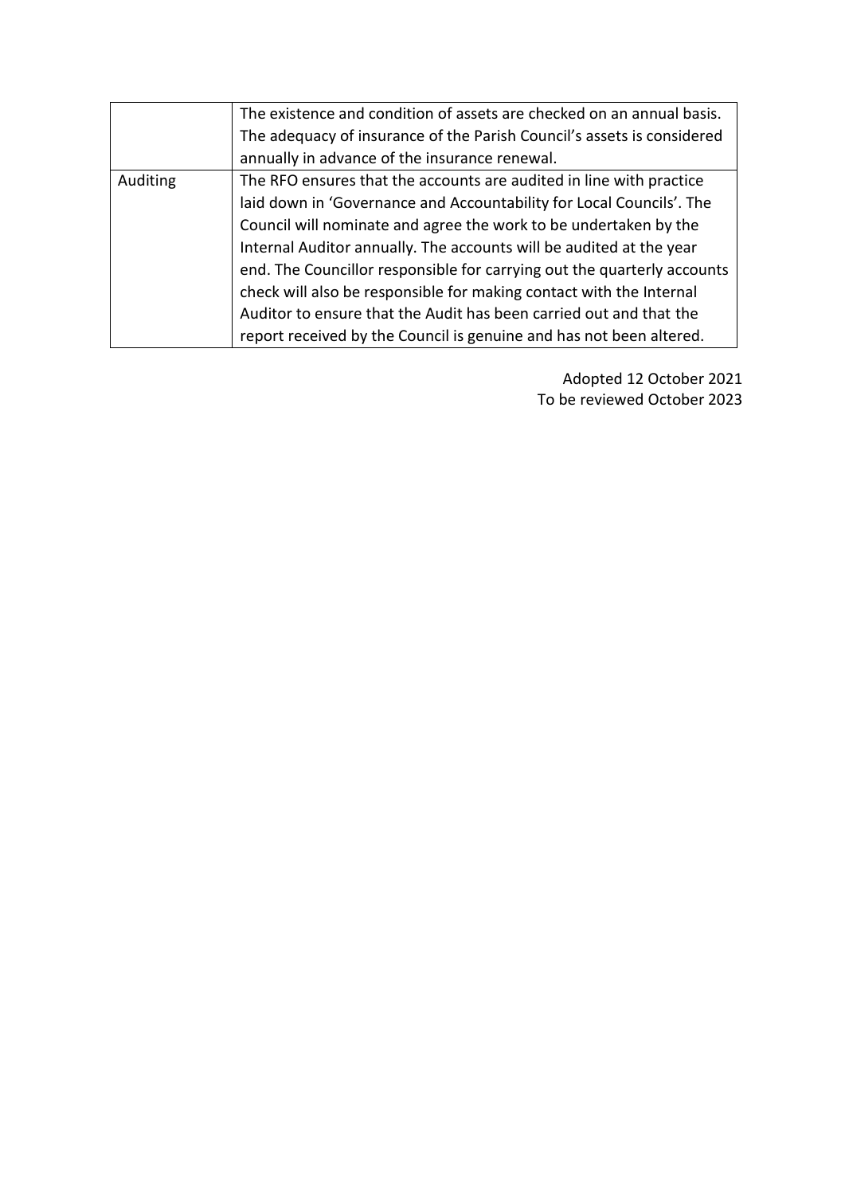| | |
|---|---|
| | The existence and condition of assets are checked on an annual basis. The adequacy of insurance of the Parish Council's assets is considered annually in advance of the insurance renewal. |
| Auditing | The RFO ensures that the accounts are audited in line with practice laid down in 'Governance and Accountability for Local Councils'. The Council will nominate and agree the work to be undertaken by the Internal Auditor annually. The accounts will be audited at the year end. The Councillor responsible for carrying out the quarterly accounts check will also be responsible for making contact with the Internal Auditor to ensure that the Audit has been carried out and that the report received by the Council is genuine and has not been altered. |

Adopted 12 October 2021
To be reviewed October 2023